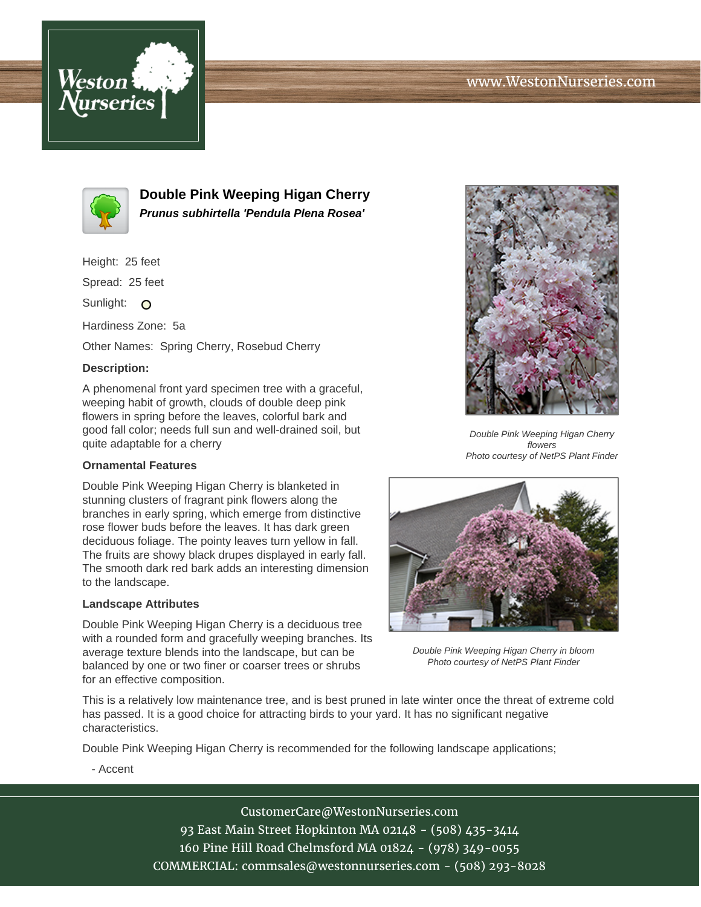# Double Pink Weeping Higan Cherry

***Prunus subhirtella 'Pendula Plena Rosea'***

Height: 25 feet

Spread: 25 feet

Sunlight: O

Hardiness Zone: 5a

Other Names: Spring Cherry, Rosebud Cherry

**Description:**

A phenomenal front yard specimen tree with a graceful, weeping habit of growth, clouds of double deep pink flowers in spring before the leaves, colorful bark and good fall color; needs full sun and well-drained soil, but quite adaptable for a cherry

*Double Pink Weeping Higan Cherry flowers*
*Photo courtesy of NetPS Plant Finder*

**Ornamental Features**

Double Pink Weeping Higan Cherry is blanketed in stunning clusters of fragrant pink flowers along the branches in early spring, which emerge from distinctive rose flower buds before the leaves. It has dark green deciduous foliage. The pointy leaves turn yellow in fall. The fruits are showy black drupes displayed in early fall. The smooth dark red bark adds an interesting dimension to the landscape.

**Landscape Attributes**

Double Pink Weeping Higan Cherry is a deciduous tree with a rounded form and gracefully weeping branches. Its average texture blends into the landscape, but can be balanced by one or two finer or coarser trees or shrubs for an effective composition.

*Double Pink Weeping Higan Cherry in bloom*
*Photo courtesy of NetPS Plant Finder*

This is a relatively low maintenance tree, and is best pruned in late winter once the threat of extreme cold has passed. It is a good choice for attracting birds to your yard. It has no significant negative characteristics.

Double Pink Weeping Higan Cherry is recommended for the following landscape applications;

- Accent

CustomerCare@WestonNurseries.com
93 East Main Street Hopkinton MA 02148 - (508) 435-3414
160 Pine Hill Road Chelmsford MA 01824 - (978) 349-0055
COMMERCIAL: commsales@westonnurseries.com - (508) 293-8028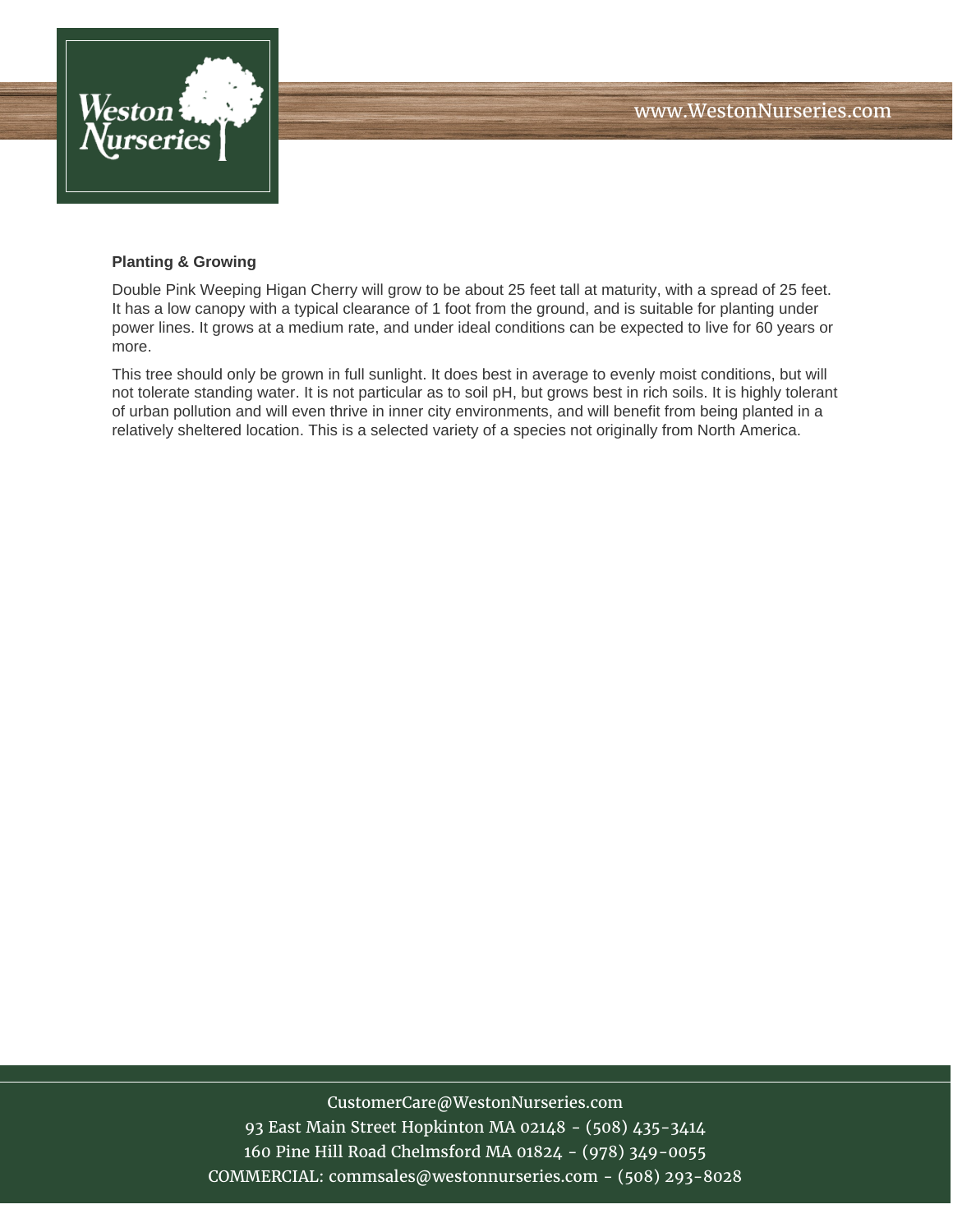**Planting & Growing**

Double Pink Weeping Higan Cherry will grow to be about 25 feet tall at maturity, with a spread of 25 feet. It has a low canopy with a typical clearance of 1 foot from the ground, and is suitable for planting under power lines. It grows at a medium rate, and under ideal conditions can be expected to live for 60 years or more.

This tree should only be grown in full sunlight. It does best in average to evenly moist conditions, but will not tolerate standing water. It is not particular as to soil pH, but grows best in rich soils. It is highly tolerant of urban pollution and will even thrive in inner city environments, and will benefit from being planted in a relatively sheltered location. This is a selected variety of a species not originally from North America.